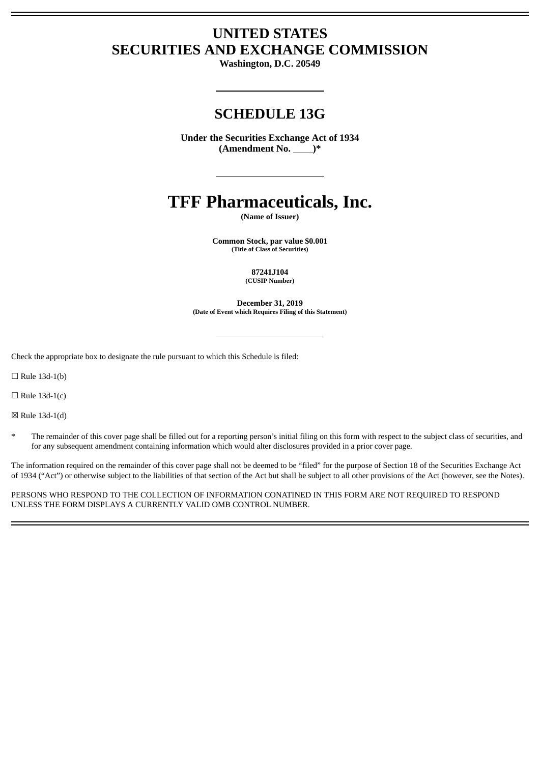# UNITED STATES
# SECURITIES AND EXCHANGE COMMISSION

**Washington, D.C. 20549**

## SCHEDULE 13G

**Under the Securities Exchange Act of 1934**
**(Amendment No. ____)***

# TFF Pharmaceuticals, Inc.

**(Name of Issuer)**

**Common Stock, par value $0.001**
**(Title of Class of Securities)**

**87241J104**
**(CUSIP Number)**

**December 31, 2019**
**(Date of Event which Requires Filing of this Statement)**

Check the appropriate box to designate the rule pursuant to which this Schedule is filed:

☐ Rule 13d-1(b)

☐ Rule 13d-1(c)

☒ Rule 13d-1(d)

\* The remainder of this cover page shall be filled out for a reporting person's initial filing on this form with respect to the subject class of securities, and for any subsequent amendment containing information which would alter disclosures provided in a prior cover page.

The information required on the remainder of this cover page shall not be deemed to be "filed" for the purpose of Section 18 of the Securities Exchange Act of 1934 ("Act") or otherwise subject to the liabilities of that section of the Act but shall be subject to all other provisions of the Act (however, see the Notes).

PERSONS WHO RESPOND TO THE COLLECTION OF INFORMATION CONATINED IN THIS FORM ARE NOT REQUIRED TO RESPOND UNLESS THE FORM DISPLAYS A CURRENTLY VALID OMB CONTROL NUMBER.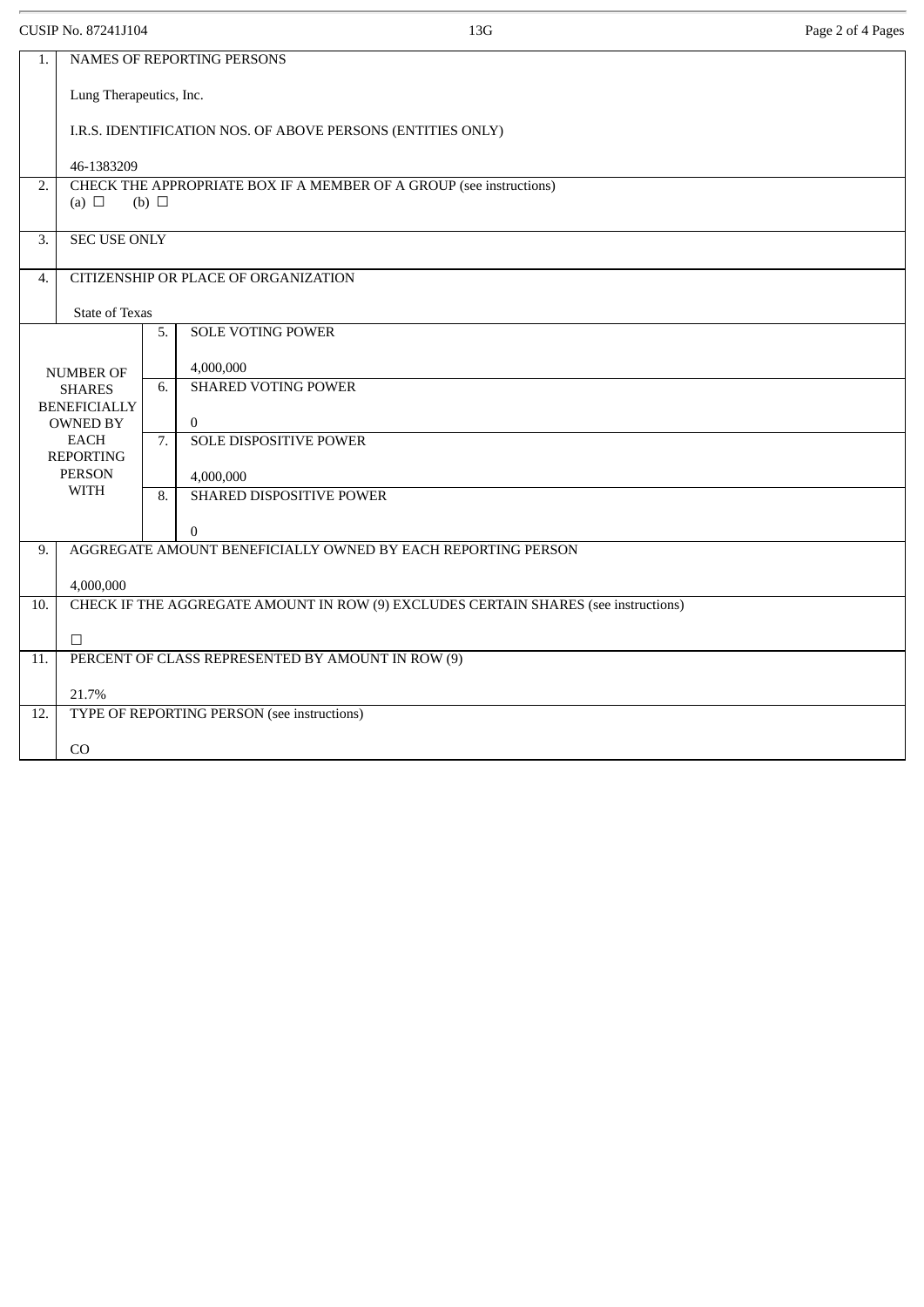CUSIP No. 87241J104 | 13G

| | | | |
|---|---|---|---|
| 1. | NAMES OF REPORTING PERSONS<br><br>Lung Therapeutics, Inc.<br><br>I.R.S. IDENTIFICATION NOS. OF ABOVE PERSONS (ENTITIES ONLY)<br><br>46-1383209 | | |
| 2. | CHECK THE APPROPRIATE BOX IF A MEMBER OF A GROUP (see instructions)<br>(a) ☐ (b) ☐ | | |
| 3. | SEC USE ONLY | | |
| 4. | CITIZENSHIP OR PLACE OF ORGANIZATION<br><br>State of Texas | | |
| NUMBER OF SHARES BENEFICIALLY OWNED BY EACH REPORTING PERSON WITH | | 5. | SOLE VOTING POWER<br><br>4,000,000 |
| | | 6. | SHARED VOTING POWER<br><br>0 |
| | | 7. | SOLE DISPOSITIVE POWER<br><br>4,000,000 |
| | | 8. | SHARED DISPOSITIVE POWER<br><br>0 |
| 9. | AGGREGATE AMOUNT BENEFICIALLY OWNED BY EACH REPORTING PERSON<br><br>4,000,000 | | |
| 10. | CHECK IF THE AGGREGATE AMOUNT IN ROW (9) EXCLUDES CERTAIN SHARES (see instructions)<br><br>☐ | | |
| 11. | PERCENT OF CLASS REPRESENTED BY AMOUNT IN ROW (9)<br><br>21.7% | | |
| 12. | TYPE OF REPORTING PERSON (see instructions)<br><br>CO | | |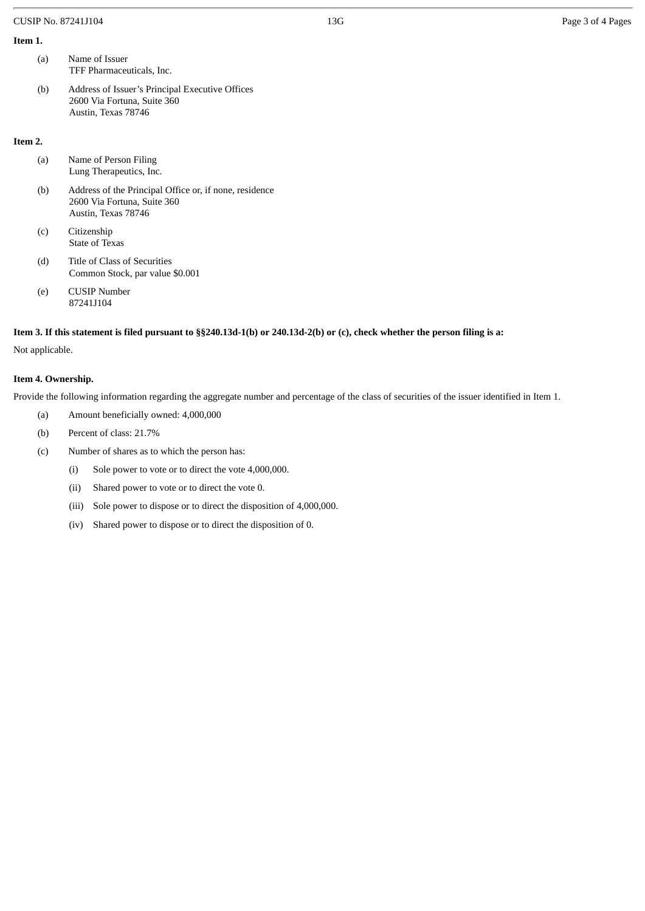**Item 1.**

(a) Name of Issuer
TFF Pharmaceuticals, Inc.

(b) Address of Issuer's Principal Executive Offices
2600 Via Fortuna, Suite 360
Austin, Texas 78746

**Item 2.**

(a) Name of Person Filing
Lung Therapeutics, Inc.

(b) Address of the Principal Office or, if none, residence
2600 Via Fortuna, Suite 360
Austin, Texas 78746

(c) Citizenship
State of Texas

(d) Title of Class of Securities
Common Stock, par value $0.001

(e) CUSIP Number
87241J104

**Item 3. If this statement is filed pursuant to §§240.13d-1(b) or 240.13d-2(b) or (c), check whether the person filing is a:**

Not applicable.

**Item 4. Ownership.**

Provide the following information regarding the aggregate number and percentage of the class of securities of the issuer identified in Item 1.

(a) Amount beneficially owned: 4,000,000

(b) Percent of class: 21.7%

(c) Number of shares as to which the person has:

(i) Sole power to vote or to direct the vote 4,000,000.

(ii) Shared power to vote or to direct the vote 0.

(iii) Sole power to dispose or to direct the disposition of 4,000,000.

(iv) Shared power to dispose or to direct the disposition of 0.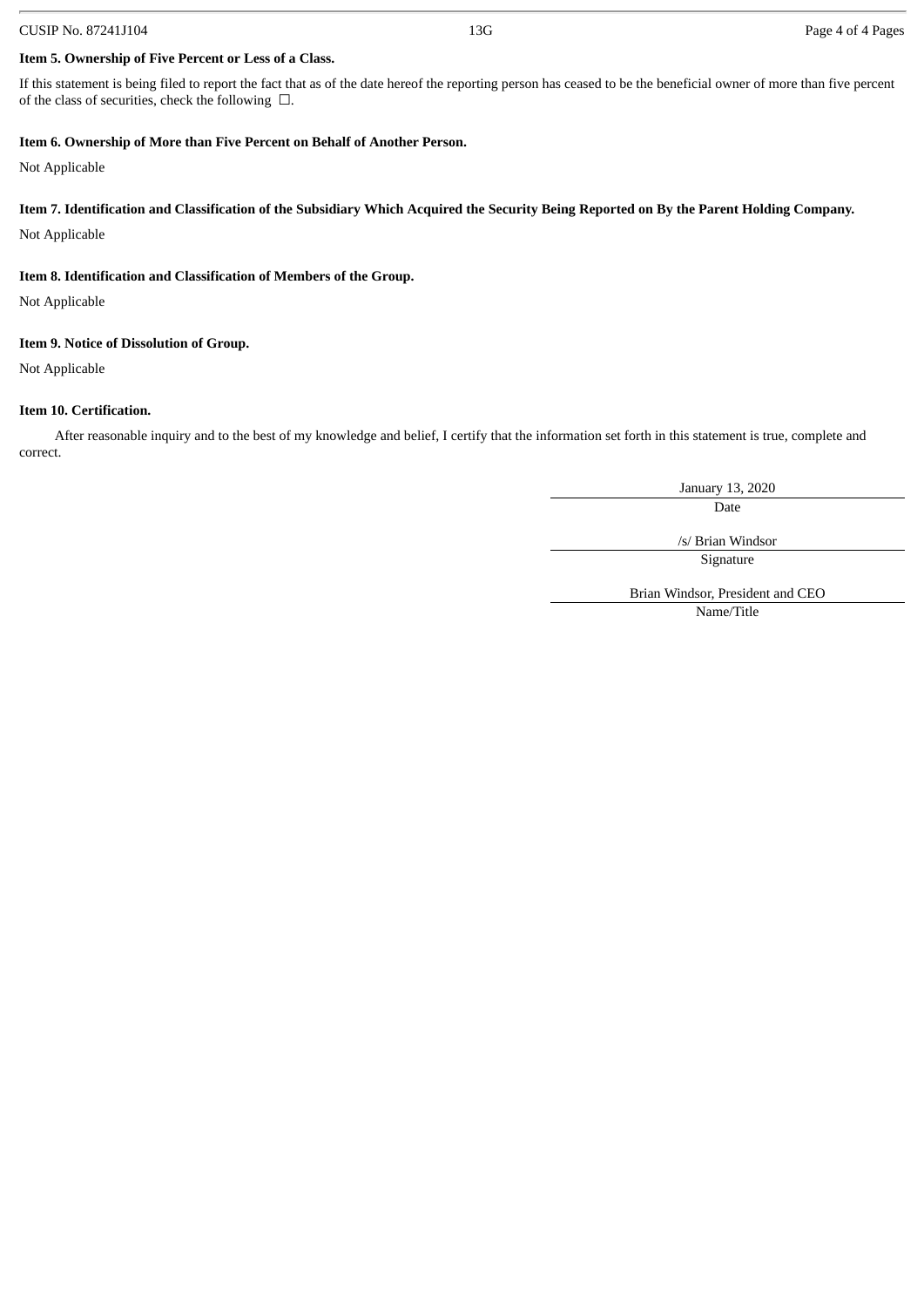**Item 5. Ownership of Five Percent or Less of a Class.**

If this statement is being filed to report the fact that as of the date hereof the reporting person has ceased to be the beneficial owner of more than five percent of the class of securities, check the following ☐.

**Item 6. Ownership of More than Five Percent on Behalf of Another Person.**

Not Applicable

**Item 7. Identification and Classification of the Subsidiary Which Acquired the Security Being Reported on By the Parent Holding Company.**

Not Applicable

**Item 8. Identification and Classification of Members of the Group.**

Not Applicable

**Item 9. Notice of Dissolution of Group.**

Not Applicable

**Item 10. Certification.**

After reasonable inquiry and to the best of my knowledge and belief, I certify that the information set forth in this statement is true, complete and correct.

January 13, 2020

Date

/s/ Brian Windsor

Signature

Brian Windsor, President and CEO

Name/Title